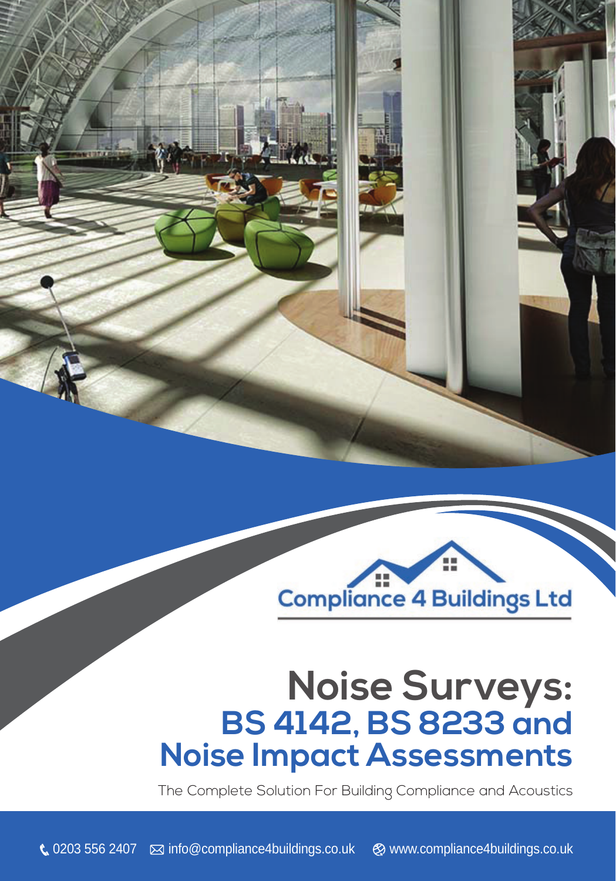Compliance 4 Buildings Ltd

# Noise Surveys: BS 4142, BS 8233 and Noise Impact Assessments

The Complete Solution For Building Compliance and Acoustics

0203 556 2407 info@compliance4buildings.co.uk www.compliance4buildings.co.uk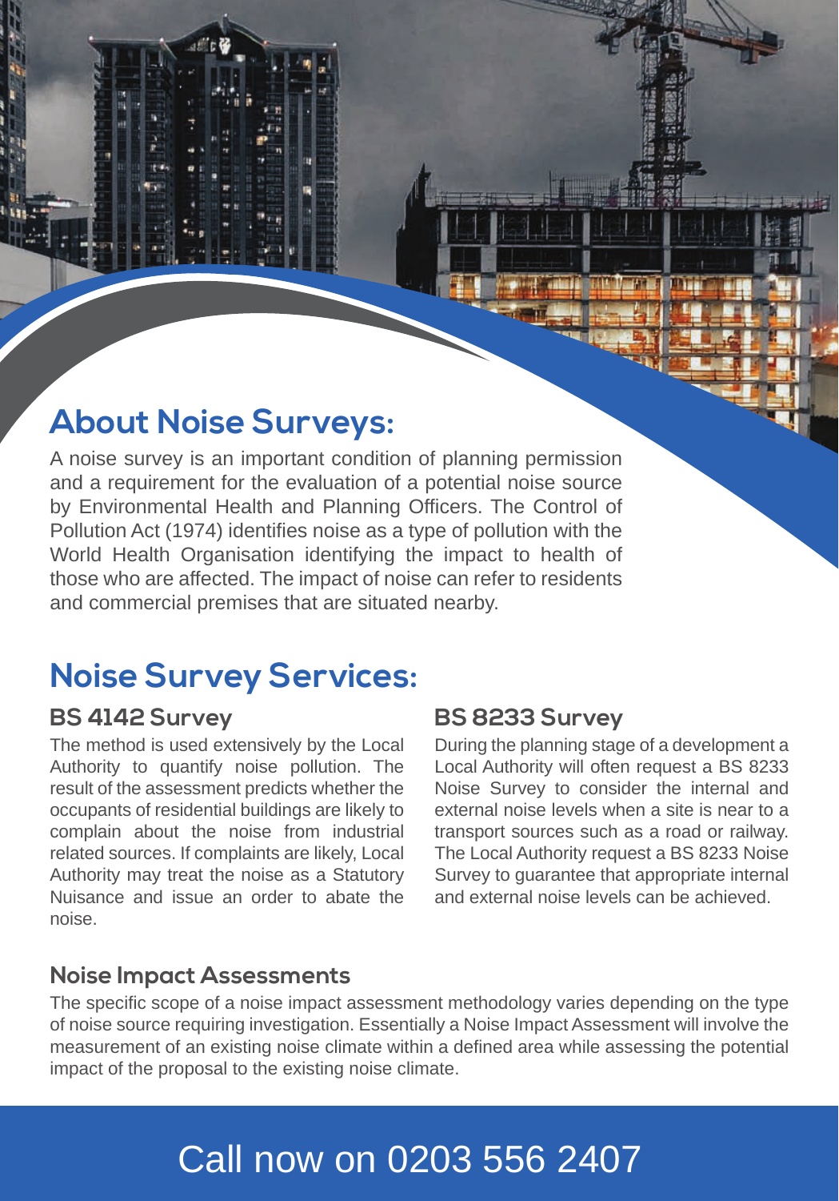## About Noise Surveys:

A noise survey is an important condition of planning permission and a requirement for the evaluation of a potential noise source by Environmental Health and Planning Officers. The Control of Pollution Act (1974) identifies noise as a type of pollution with the World Health Organisation identifying the impact to health of those who are affected. The impact of noise can refer to residents and commercial premises that are situated nearby.

## Noise Survey Services:

### BS 4142 Survey

The method is used extensively by the Local Authority to quantify noise pollution. The result of the assessment predicts whether the occupants of residential buildings are likely to complain about the noise from industrial related sources. If complaints are likely, Local Authority may treat the noise as a Statutory Nuisance and issue an order to abate the noise.

### BS 8233 Survey

During the planning stage of a development a Local Authority will often request a BS 8233 Noise Survey to consider the internal and external noise levels when a site is near to a transport sources such as a road or railway. The Local Authority request a BS 8233 Noise Survey to guarantee that appropriate internal and external noise levels can be achieved.

### Noise Impact Assessments

The specific scope of a noise impact assessment methodology varies depending on the type of noise source requiring investigation. Essentially a Noise Impact Assessment will involve the measurement of an existing noise climate within a defined area while assessing the potential impact of the proposal to the existing noise climate.

Call now on 0203 556 2407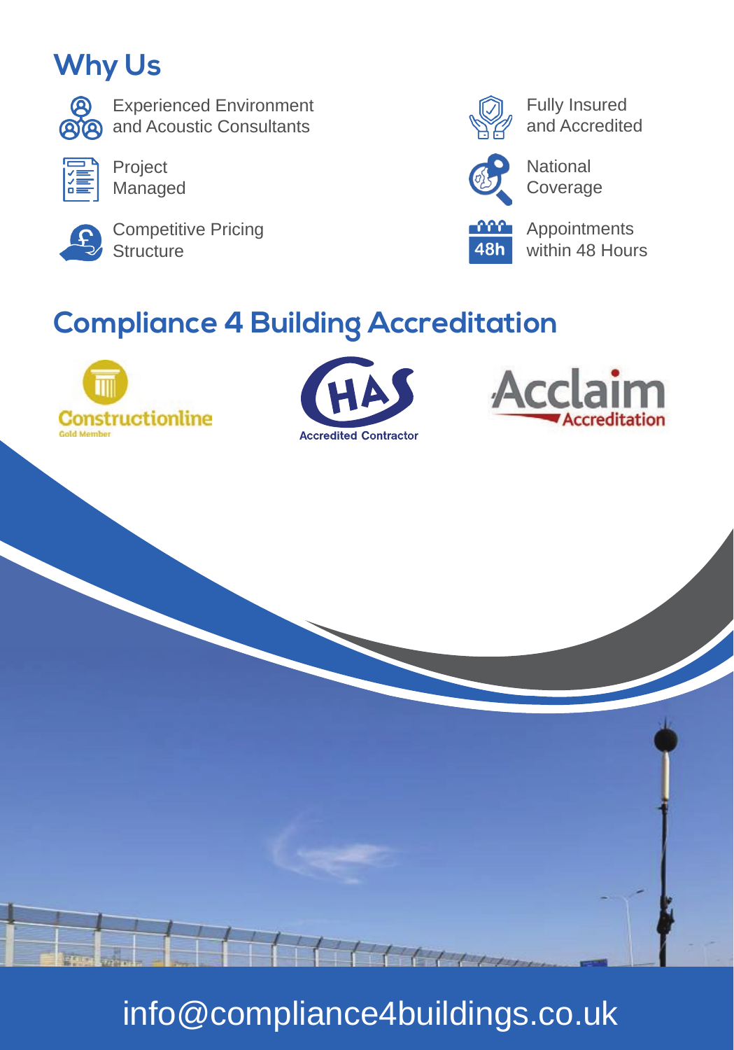## Why Us

- Experienced Environment and Acoustic Consultants
- Project Managed
- Competitive Pricing Structure
- Fully Insured and Accredited
- National Coverage
- Appointments within 48 Hours

## Compliance 4 Building Accreditation

Constructionline Gold Member

CHAS Accredited Contractor

Acclaim Accreditation

info@compliance4buildings.co.uk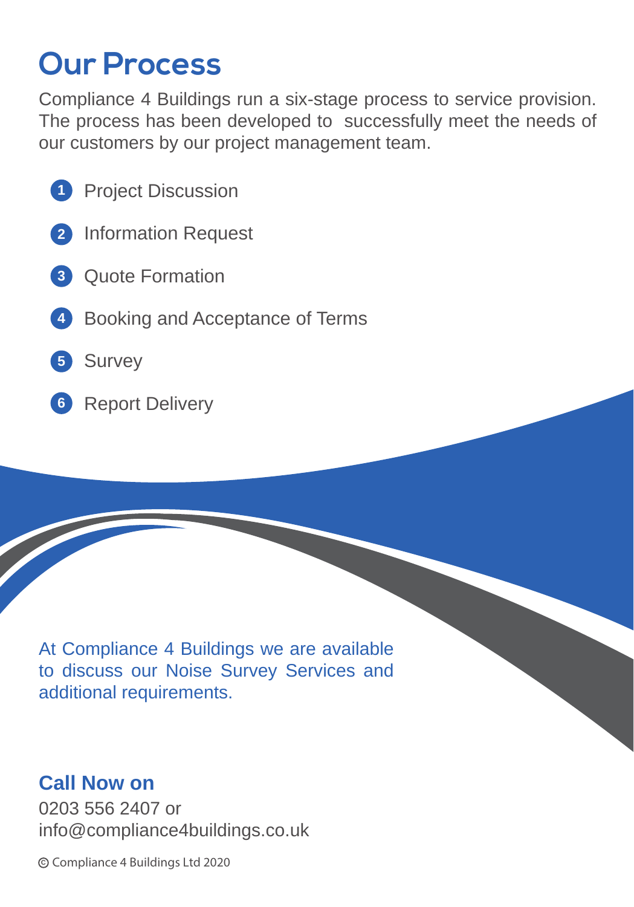# Our Process

Compliance 4 Buildings run a six-stage process to service provision. The process has been developed to successfully meet the needs of our customers by our project management team.

1. Project Discussion
2. Information Request
3. Quote Formation
4. Booking and Acceptance of Terms
5. Survey
6. Report Delivery

At Compliance 4 Buildings we are available to discuss our Noise Survey Services and additional requirements.

**Call Now on**

0203 556 2407 or
info@compliance4buildings.co.uk

© Compliance 4 Buildings Ltd 2020